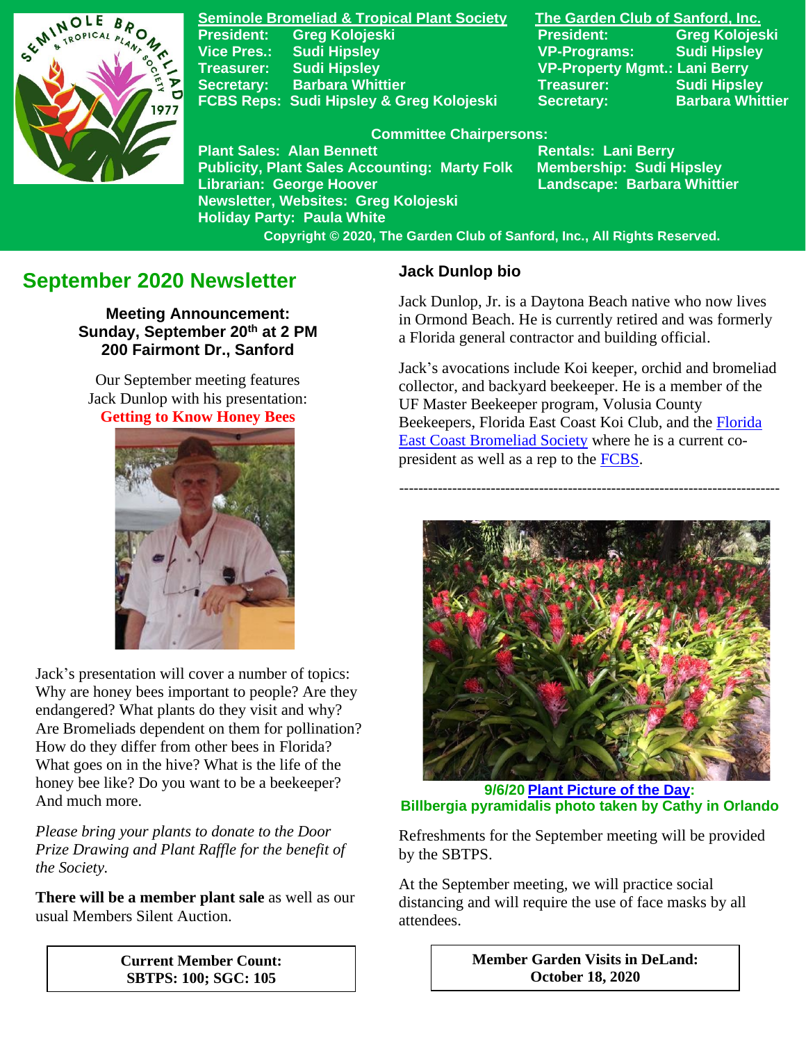**Seminole Bromeliad & Tropical Plant Society**
President: Greg Kolojeski
Vice Pres.: Sudi Hipsley
Treasurer: Sudi Hipsley
Secretary: Barbara Whittier
FCBS Reps: Sudi Hipsley & Greg Kolojeski

**The Garden Club of Sanford, Inc.**
President: Greg Kolojeski
VP-Programs: Sudi Hipsley
VP-Property Mgmt.: Lani Berry
Treasurer: Sudi Hipsley
Secretary: Barbara Whittier

**Committee Chairpersons:**
Plant Sales: Alan Bennett
Publicity, Plant Sales Accounting: Marty Folk
Librarian: George Hoover
Newsletter, Websites: Greg Kolojeski
Holiday Party: Paula White
Rentals: Lani Berry
Membership: Sudi Hipsley
Landscape: Barbara Whittier

Copyright © 2020, The Garden Club of Sanford, Inc., All Rights Reserved.

# September 2020 Newsletter

**Meeting Announcement:**
**Sunday, September 20th at 2 PM**
**200 Fairmont Dr., Sanford**

Our September meeting features Jack Dunlop with his presentation:
**Getting to Know Honey Bees**

Jack's presentation will cover a number of topics: Why are honey bees important to people? Are they endangered? What plants do they visit and why? Are Bromeliads dependent on them for pollination? How do they differ from other bees in Florida? What goes on in the hive? What is the life of the honey bee like? Do you want to be a beekeeper? And much more.

*Please bring your plants to donate to the Door Prize Drawing and Plant Raffle for the benefit of the Society.*

**There will be a member plant sale** as well as our usual Members Silent Auction.

**Current Member Count:**
**SBTPS: 100; SGC: 105**

## Jack Dunlop bio

Jack Dunlop, Jr. is a Daytona Beach native who now lives in Ormond Beach. He is currently retired and was formerly a Florida general contractor and building official.

Jack's avocations include Koi keeper, orchid and bromeliad collector, and backyard beekeeper. He is a member of the UF Master Beekeeper program, Volusia County Beekeepers, Florida East Coast Koi Club, and the Florida East Coast Bromeliad Society where he is a current co-president as well as a rep to the FCBS.

---

**9/6/20 Plant Picture of the Day:**
**Billbergia pyramidalis photo taken by Cathy in Orlando**

Refreshments for the September meeting will be provided by the SBTPS.

At the September meeting, we will practice social distancing and will require the use of face masks by all attendees.

**Member Garden Visits in DeLand:**
**October 18, 2020**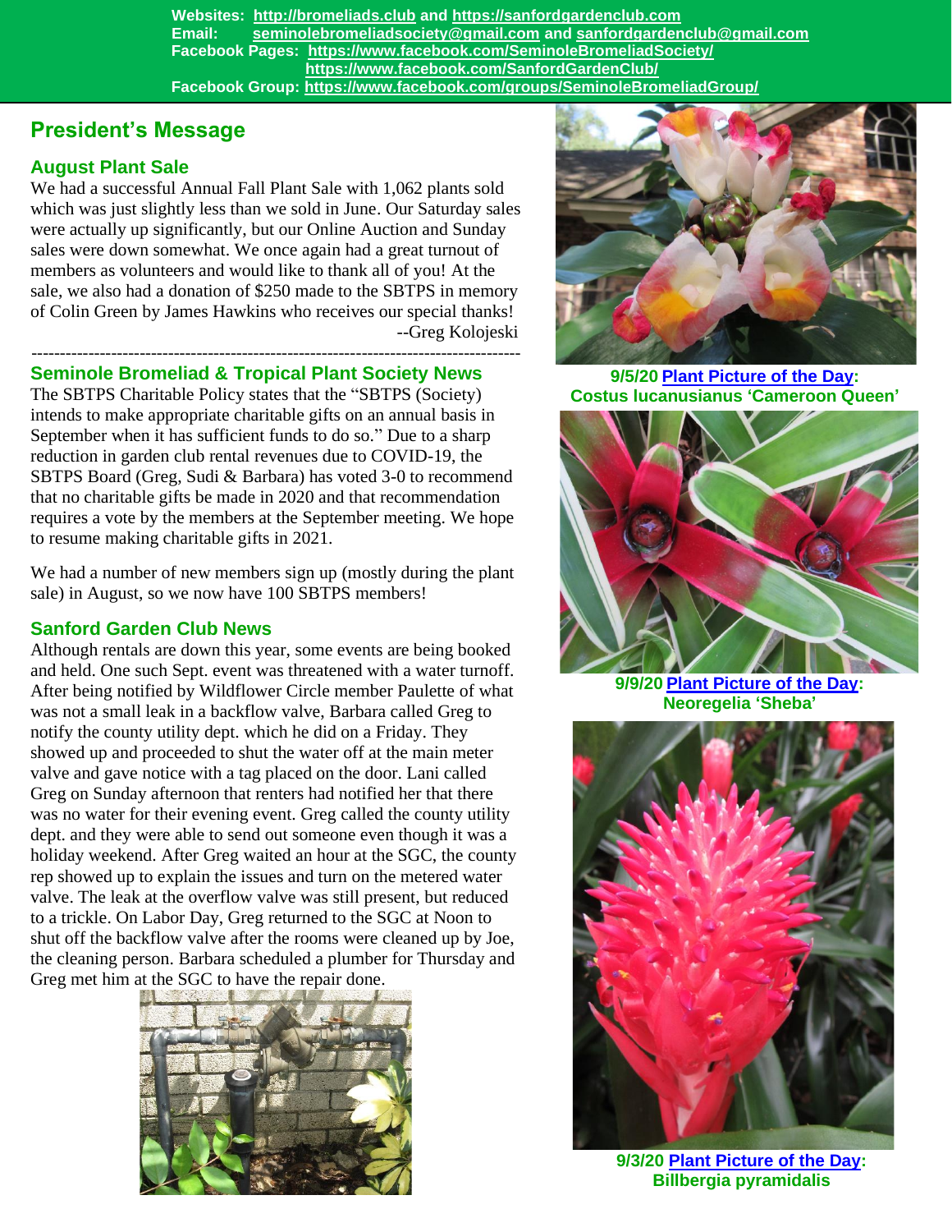**Websites:** http://bromeliads.club and https://sanfordgardenclub.com
**Email:** seminolebromeliadsociety@gmail.com and sanfordgardenclub@gmail.com
**Facebook Pages:** https://www.facebook.com/SeminoleBromeliadSociety/
https://www.facebook.com/SanfordGardenClub/
**Facebook Group:** https://www.facebook.com/groups/SeminoleBromeliadGroup/

## President's Message

### August Plant Sale

We had a successful Annual Fall Plant Sale with 1,062 plants sold which was just slightly less than we sold in June. Our Saturday sales were actually up significantly, but our Online Auction and Sunday sales were down somewhat. We once again had a great turnout of members as volunteers and would like to thank all of you! At the sale, we also had a donation of $250 made to the SBTPS in memory of Colin Green by James Hawkins who receives our special thanks!

--Greg Kolojeski

---

### Seminole Bromeliad & Tropical Plant Society News

The SBTPS Charitable Policy states that the "SBTPS (Society) intends to make appropriate charitable gifts on an annual basis in September when it has sufficient funds to do so." Due to a sharp reduction in garden club rental revenues due to COVID-19, the SBTPS Board (Greg, Sudi & Barbara) has voted 3-0 to recommend that no charitable gifts be made in 2020 and that recommendation requires a vote by the members at the September meeting. We hope to resume making charitable gifts in 2021.

We had a number of new members sign up (mostly during the plant sale) in August, so we now have 100 SBTPS members!

### Sanford Garden Club News

Although rentals are down this year, some events are being booked and held. One such Sept. event was threatened with a water turnoff. After being notified by Wildflower Circle member Paulette of what was not a small leak in a backflow valve, Barbara called Greg to notify the county utility dept. which he did on a Friday. They showed up and proceeded to shut the water off at the main meter valve and gave notice with a tag placed on the door. Lani called Greg on Sunday afternoon that renters had notified her that there was no water for their evening event. Greg called the county utility dept. and they were able to send out someone even though it was a holiday weekend. After Greg waited an hour at the SGC, the county rep showed up to explain the issues and turn on the metered water valve. The leak at the overflow valve was still present, but reduced to a trickle. On Labor Day, Greg returned to the SGC at Noon to shut off the backflow valve after the rooms were cleaned up by Joe, the cleaning person. Barbara scheduled a plumber for Thursday and Greg met him at the SGC to have the repair done.

**9/5/20 Plant Picture of the Day: Costus lucanusianus 'Cameroon Queen'**

**9/9/20 Plant Picture of the Day: Neoregelia 'Sheba'**

**9/3/20 Plant Picture of the Day: Billbergia pyramidalis**